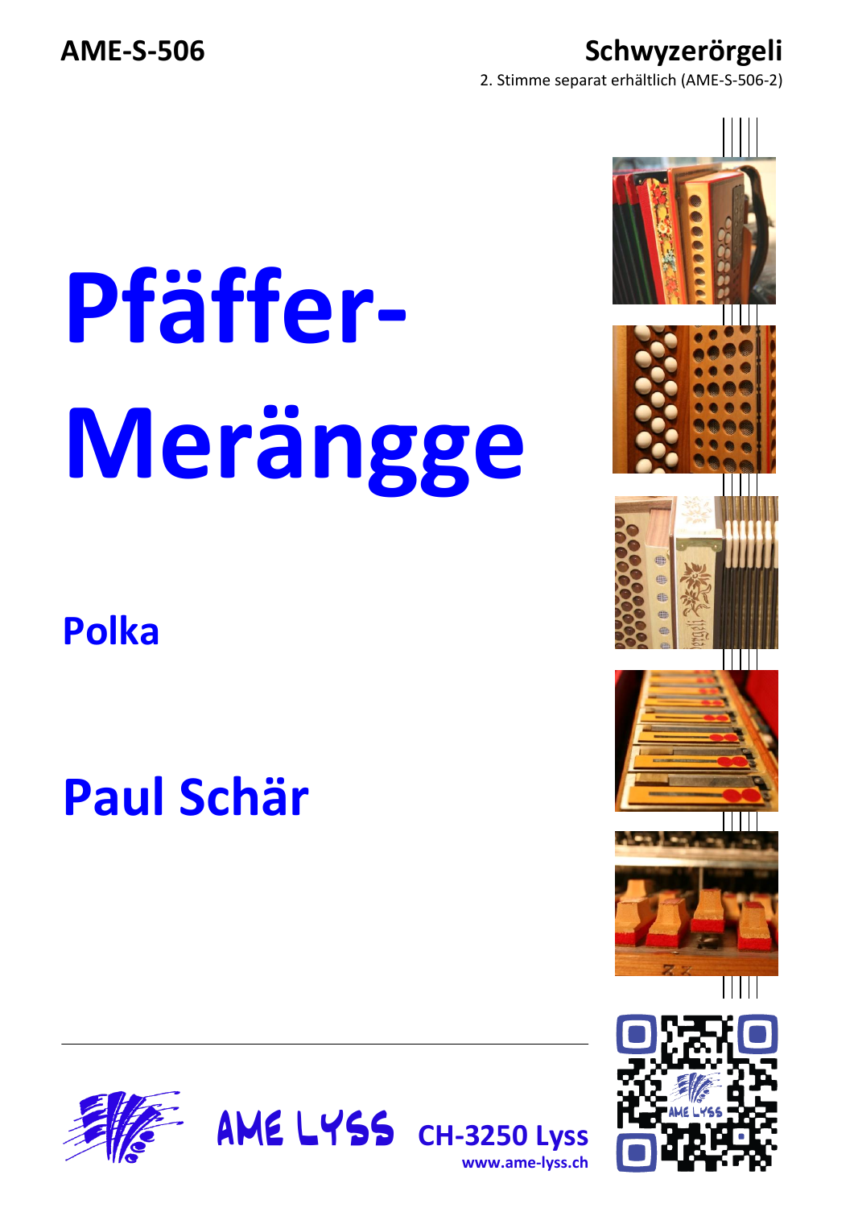AME-S-506

**Schwyzerörgeli**

2. Stimme separat erhältlich (AME-S-506-2)

# Pfäffer-Merängge

## Polka

## Paul Schär

AME LYSS CH-3250 Lyss

www.ame-lyss.ch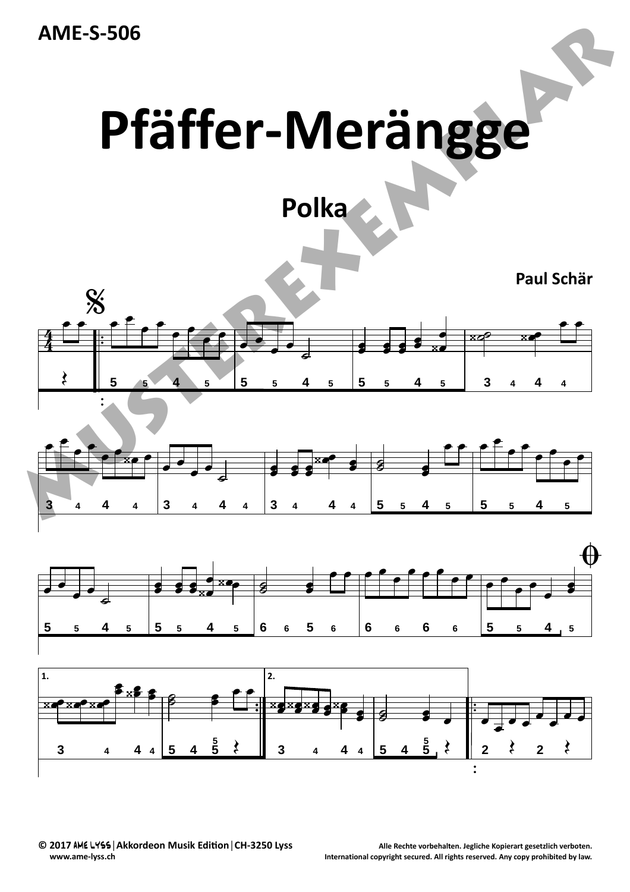AME-S-506

# Pfäffer-Merängge

## Polka

**Paul Schär**

© 2017 AME LYSS | Akkordeon Musik Edition | CH-3250 Lyss
www.ame-lyss.ch

Alle Rechte vorbehalten. Jegliche Kopierart gesetzlich verboten.
International copyright secured. All rights reserved. Any copy prohibited by law.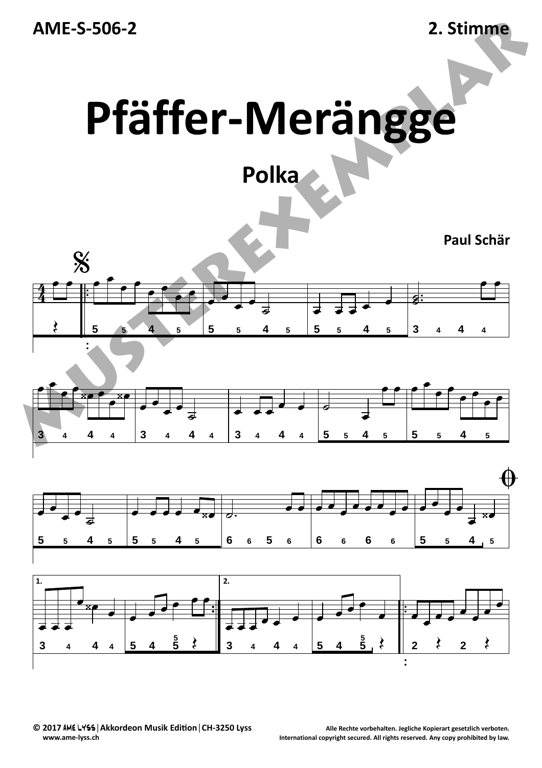AME-S-506-2

2. Stimme

# Pfäffer-Merängge

## Polka

Paul Schär

© 2017 AME LYSS | Akkordeon Musik Edition | CH-3250 Lyss
www.ame-lyss.ch

Alle Rechte vorbehalten. Jegliche Kopierart gesetzlich verboten.
International copyright secured. All rights reserved. Any copy prohibited by law.